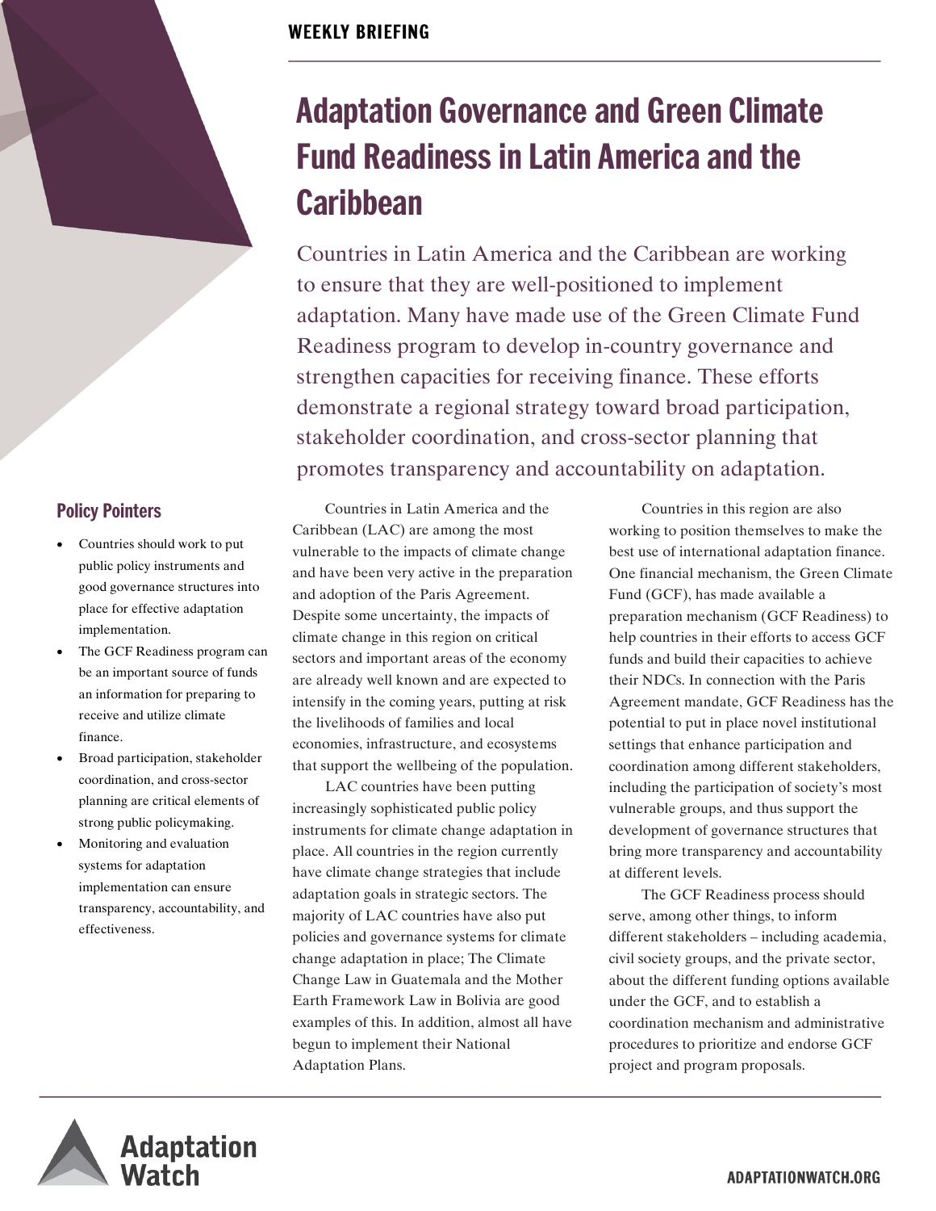WEEKLY BRIEFING

# Adaptation Governance and Green Climate Fund Readiness in Latin America and the Caribbean

Countries in Latin America and the Caribbean are working to ensure that they are well-positioned to implement adaptation. Many have made use of the Green Climate Fund Readiness program to develop in-country governance and strengthen capacities for receiving finance. These efforts demonstrate a regional strategy toward broad participation, stakeholder coordination, and cross-sector planning that promotes transparency and accountability on adaptation.

## Policy Pointers

- Countries should work to put public policy instruments and good governance structures into place for effective adaptation implementation.
- The GCF Readiness program can be an important source of funds an information for preparing to receive and utilize climate finance.
- Broad participation, stakeholder coordination, and cross-sector planning are critical elements of strong public policymaking.
- Monitoring and evaluation systems for adaptation implementation can ensure transparency, accountability, and effectiveness.

Countries in Latin America and the Caribbean (LAC) are among the most vulnerable to the impacts of climate change and have been very active in the preparation and adoption of the Paris Agreement. Despite some uncertainty, the impacts of climate change in this region on critical sectors and important areas of the economy are already well known and are expected to intensify in the coming years, putting at risk the livelihoods of families and local economies, infrastructure, and ecosystems that support the wellbeing of the population.

LAC countries have been putting increasingly sophisticated public policy instruments for climate change adaptation in place. All countries in the region currently have climate change strategies that include adaptation goals in strategic sectors. The majority of LAC countries have also put policies and governance systems for climate change adaptation in place; The Climate Change Law in Guatemala and the Mother Earth Framework Law in Bolivia are good examples of this. In addition, almost all have begun to implement their National Adaptation Plans.

Countries in this region are also working to position themselves to make the best use of international adaptation finance. One financial mechanism, the Green Climate Fund (GCF), has made available a preparation mechanism (GCF Readiness) to help countries in their efforts to access GCF funds and build their capacities to achieve their NDCs. In connection with the Paris Agreement mandate, GCF Readiness has the potential to put in place novel institutional settings that enhance participation and coordination among different stakeholders, including the participation of society's most vulnerable groups, and thus support the development of governance structures that bring more transparency and accountability at different levels.

The GCF Readiness process should serve, among other things, to inform different stakeholders – including academia, civil society groups, and the private sector, about the different funding options available under the GCF, and to establish a coordination mechanism and administrative procedures to prioritize and endorse GCF project and program proposals.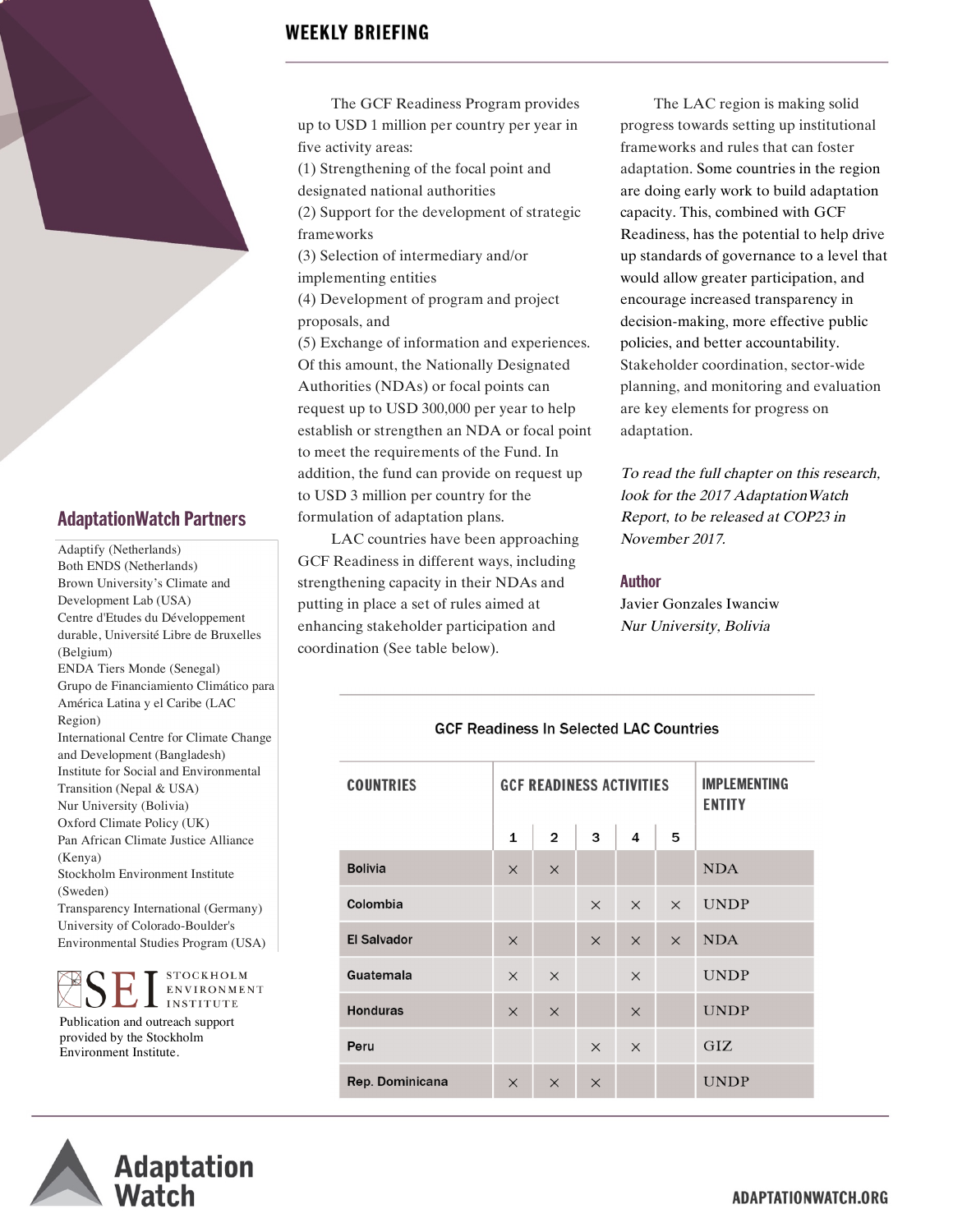The GCF Readiness Program provides up to USD 1 million per country per year in five activity areas:
(1) Strengthening of the focal point and designated national authorities
(2) Support for the development of strategic frameworks
(3) Selection of intermediary and/or implementing entities
(4) Development of program and project proposals, and
(5) Exchange of information and experiences.
Of this amount, the Nationally Designated Authorities (NDAs) or focal points can request up to USD 300,000 per year to help establish or strengthen an NDA or focal point to meet the requirements of the Fund. In addition, the fund can provide on request up to USD 3 million per country for the formulation of adaptation plans.

LAC countries have been approaching GCF Readiness in different ways, including strengthening capacity in their NDAs and putting in place a set of rules aimed at enhancing stakeholder participation and coordination (See table below).

The LAC region is making solid progress towards setting up institutional frameworks and rules that can foster adaptation. Some countries in the region are doing early work to build adaptation capacity. This, combined with GCF Readiness, has the potential to help drive up standards of governance to a level that would allow greater participation, and encourage increased transparency in decision-making, more effective public policies, and better accountability. Stakeholder coordination, sector-wide planning, and monitoring and evaluation are key elements for progress on adaptation.

*To read the full chapter on this research, look for the 2017 AdaptationWatch Report, to be released at COP23 in November 2017.*

## Author

Javier Gonzales Iwanciw
*Nur University, Bolivia*

**GCF Readiness In Selected LAC Countries**

| COUNTRIES | GCF READINESS ACTIVITIES | | | | | IMPLEMENTING ENTITY |
|---|---|---|---|---|---|---|
| | 1 | 2 | 3 | 4 | 5 | |
| Bolivia | × | × | | | | NDA |
| Colombia | | | × | × | × | UNDP |
| El Salvador | × | | × | × | × | NDA |
| Guatemala | × | × | | × | | UNDP |
| Honduras | × | × | | × | | UNDP |
| Peru | | | × | × | | GIZ |
| Rep. Dominicana | × | × | × | | | UNDP |

## AdaptationWatch Partners

Adaptify (Netherlands)
Both ENDS (Netherlands)
Brown University's Climate and Development Lab (USA)
Centre d'Etudes du Développement durable, Université Libre de Bruxelles (Belgium)
ENDA Tiers Monde (Senegal)
Grupo de Financiamiento Climático para América Latina y el Caribe (LAC Region)
International Centre for Climate Change and Development (Bangladesh)
Institute for Social and Environmental Transition (Nepal & USA)
Nur University (Bolivia)
Oxford Climate Policy (UK)
Pan African Climate Justice Alliance (Kenya)
Stockholm Environment Institute (Sweden)
Transparency International (Germany)
University of Colorado-Boulder's Environmental Studies Program (USA)

SEI Stockholm Environment Institute

Publication and outreach support provided by the Stockholm Environment Institute.

Adaptation Watch

ADAPTATIONWATCH.ORG